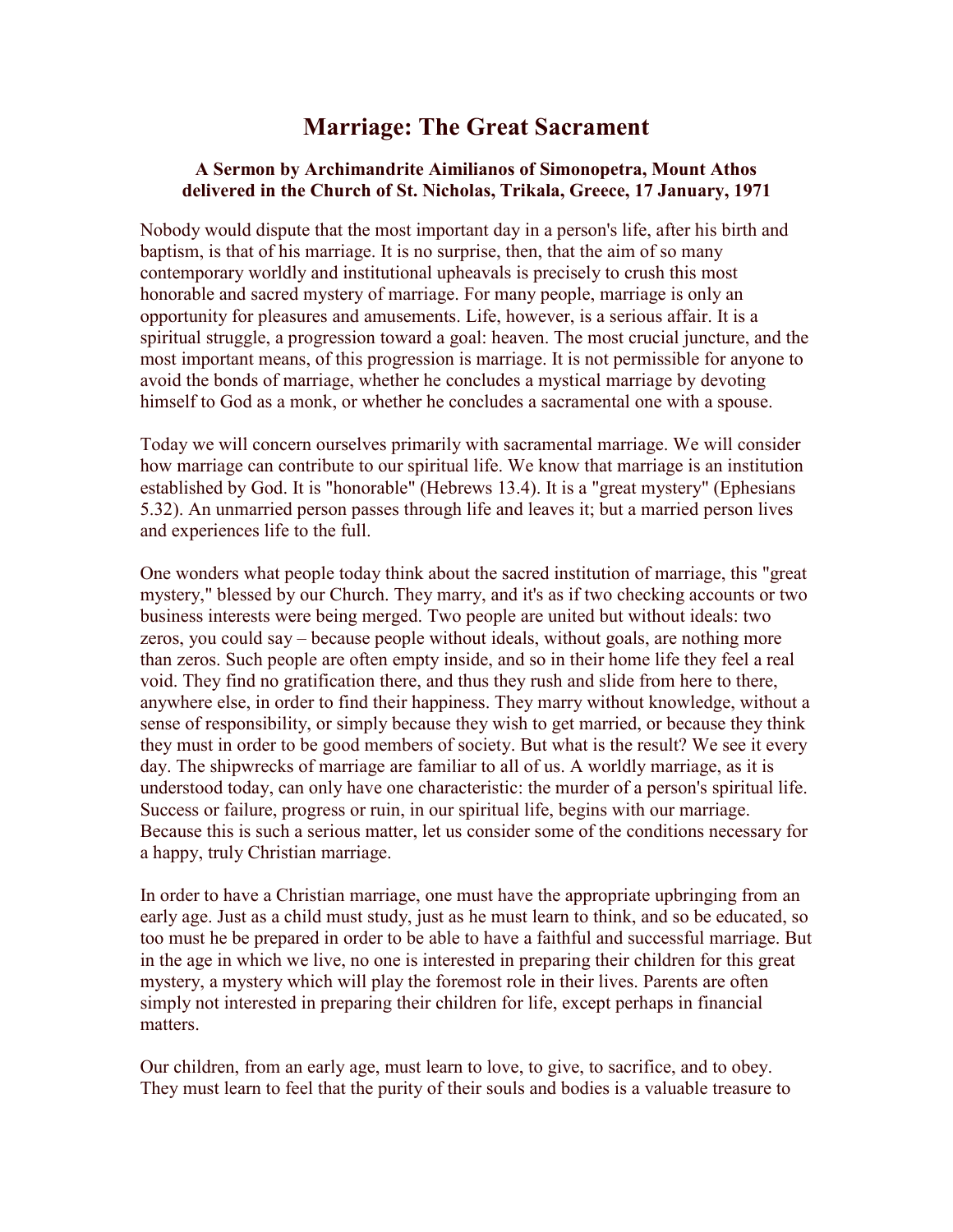# Marriage: The Great Sacrament

**A Sermon by Archimandrite Aimilianos of Simonopetra, Mount Athos delivered in the Church of St. Nicholas, Trikala, Greece, 17 January, 1971**

Nobody would dispute that the most important day in a person's life, after his birth and baptism, is that of his marriage. It is no surprise, then, that the aim of so many contemporary worldly and institutional upheavals is precisely to crush this most honorable and sacred mystery of marriage. For many people, marriage is only an opportunity for pleasures and amusements. Life, however, is a serious affair. It is a spiritual struggle, a progression toward a goal: heaven. The most crucial juncture, and the most important means, of this progression is marriage. It is not permissible for anyone to avoid the bonds of marriage, whether he concludes a mystical marriage by devoting himself to God as a monk, or whether he concludes a sacramental one with a spouse.

Today we will concern ourselves primarily with sacramental marriage. We will consider how marriage can contribute to our spiritual life. We know that marriage is an institution established by God. It is "honorable" (Hebrews 13.4). It is a "great mystery" (Ephesians 5.32). An unmarried person passes through life and leaves it; but a married person lives and experiences life to the full.

One wonders what people today think about the sacred institution of marriage, this "great mystery," blessed by our Church. They marry, and it's as if two checking accounts or two business interests were being merged. Two people are united but without ideals: two zeros, you could say – because people without ideals, without goals, are nothing more than zeros. Such people are often empty inside, and so in their home life they feel a real void. They find no gratification there, and thus they rush and slide from here to there, anywhere else, in order to find their happiness. They marry without knowledge, without a sense of responsibility, or simply because they wish to get married, or because they think they must in order to be good members of society. But what is the result? We see it every day. The shipwrecks of marriage are familiar to all of us. A worldly marriage, as it is understood today, can only have one characteristic: the murder of a person's spiritual life. Success or failure, progress or ruin, in our spiritual life, begins with our marriage. Because this is such a serious matter, let us consider some of the conditions necessary for a happy, truly Christian marriage.

In order to have a Christian marriage, one must have the appropriate upbringing from an early age. Just as a child must study, just as he must learn to think, and so be educated, so too must he be prepared in order to be able to have a faithful and successful marriage. But in the age in which we live, no one is interested in preparing their children for this great mystery, a mystery which will play the foremost role in their lives. Parents are often simply not interested in preparing their children for life, except perhaps in financial matters.

Our children, from an early age, must learn to love, to give, to sacrifice, and to obey. They must learn to feel that the purity of their souls and bodies is a valuable treasure to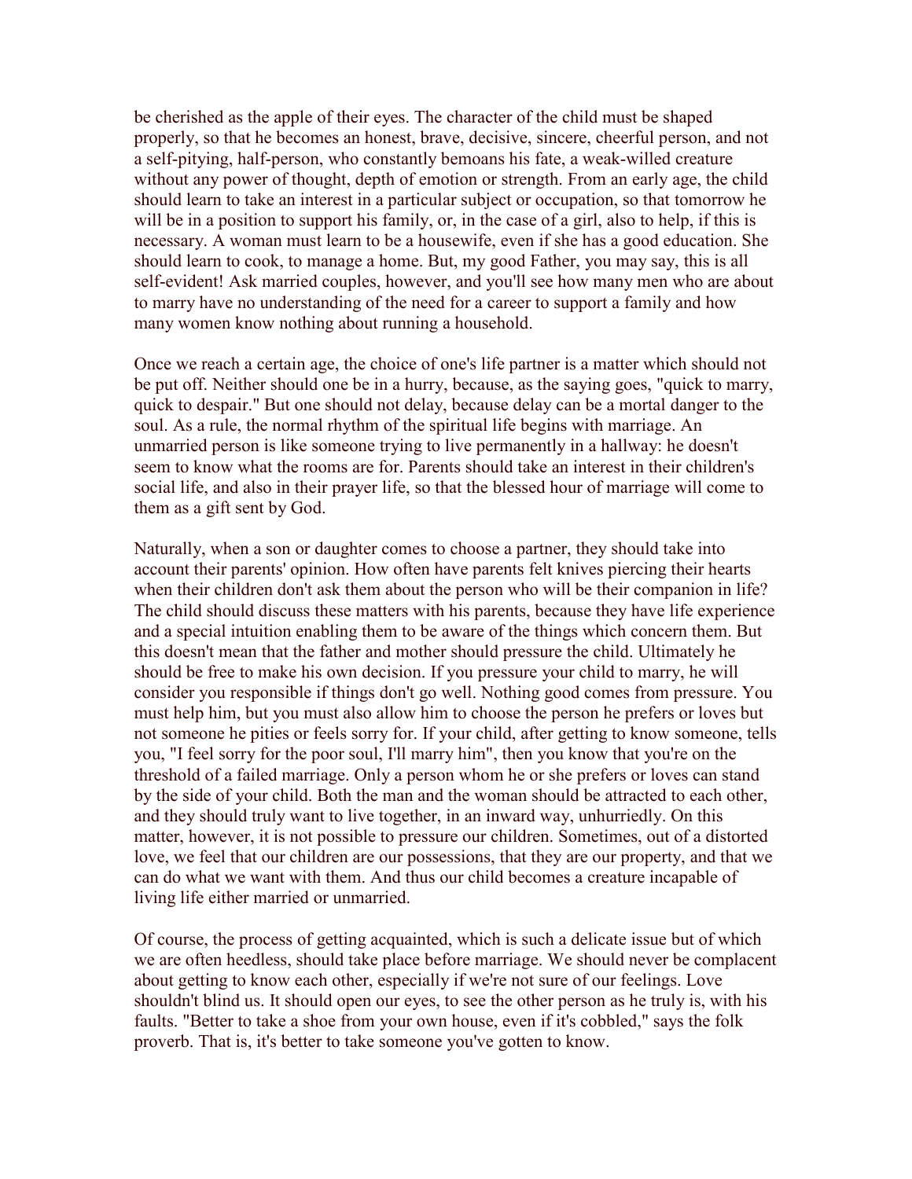be cherished as the apple of their eyes. The character of the child must be shaped properly, so that he becomes an honest, brave, decisive, sincere, cheerful person, and not a self-pitying, half-person, who constantly bemoans his fate, a weak-willed creature without any power of thought, depth of emotion or strength. From an early age, the child should learn to take an interest in a particular subject or occupation, so that tomorrow he will be in a position to support his family, or, in the case of a girl, also to help, if this is necessary. A woman must learn to be a housewife, even if she has a good education. She should learn to cook, to manage a home. But, my good Father, you may say, this is all self-evident! Ask married couples, however, and you'll see how many men who are about to marry have no understanding of the need for a career to support a family and how many women know nothing about running a household.

Once we reach a certain age, the choice of one's life partner is a matter which should not be put off. Neither should one be in a hurry, because, as the saying goes, "quick to marry, quick to despair." But one should not delay, because delay can be a mortal danger to the soul. As a rule, the normal rhythm of the spiritual life begins with marriage. An unmarried person is like someone trying to live permanently in a hallway: he doesn't seem to know what the rooms are for. Parents should take an interest in their children's social life, and also in their prayer life, so that the blessed hour of marriage will come to them as a gift sent by God.

Naturally, when a son or daughter comes to choose a partner, they should take into account their parents' opinion. How often have parents felt knives piercing their hearts when their children don't ask them about the person who will be their companion in life? The child should discuss these matters with his parents, because they have life experience and a special intuition enabling them to be aware of the things which concern them. But this doesn't mean that the father and mother should pressure the child. Ultimately he should be free to make his own decision. If you pressure your child to marry, he will consider you responsible if things don't go well. Nothing good comes from pressure. You must help him, but you must also allow him to choose the person he prefers or loves but not someone he pities or feels sorry for. If your child, after getting to know someone, tells you, "I feel sorry for the poor soul, I'll marry him", then you know that you're on the threshold of a failed marriage. Only a person whom he or she prefers or loves can stand by the side of your child. Both the man and the woman should be attracted to each other, and they should truly want to live together, in an inward way, unhurriedly. On this matter, however, it is not possible to pressure our children. Sometimes, out of a distorted love, we feel that our children are our possessions, that they are our property, and that we can do what we want with them. And thus our child becomes a creature incapable of living life either married or unmarried.

Of course, the process of getting acquainted, which is such a delicate issue but of which we are often heedless, should take place before marriage. We should never be complacent about getting to know each other, especially if we're not sure of our feelings. Love shouldn't blind us. It should open our eyes, to see the other person as he truly is, with his faults. "Better to take a shoe from your own house, even if it's cobbled," says the folk proverb. That is, it's better to take someone you've gotten to know.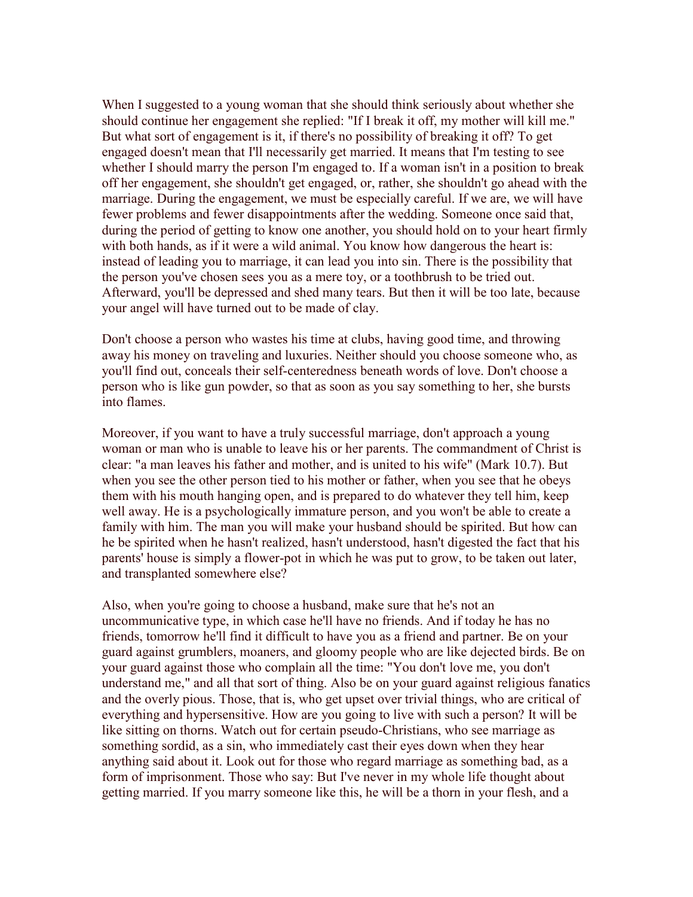When I suggested to a young woman that she should think seriously about whether she should continue her engagement she replied: "If I break it off, my mother will kill me." But what sort of engagement is it, if there's no possibility of breaking it off? To get engaged doesn't mean that I'll necessarily get married. It means that I'm testing to see whether I should marry the person I'm engaged to. If a woman isn't in a position to break off her engagement, she shouldn't get engaged, or, rather, she shouldn't go ahead with the marriage. During the engagement, we must be especially careful. If we are, we will have fewer problems and fewer disappointments after the wedding. Someone once said that, during the period of getting to know one another, you should hold on to your heart firmly with both hands, as if it were a wild animal. You know how dangerous the heart is: instead of leading you to marriage, it can lead you into sin. There is the possibility that the person you've chosen sees you as a mere toy, or a toothbrush to be tried out. Afterward, you'll be depressed and shed many tears. But then it will be too late, because your angel will have turned out to be made of clay.

Don't choose a person who wastes his time at clubs, having good time, and throwing away his money on traveling and luxuries. Neither should you choose someone who, as you'll find out, conceals their self-centeredness beneath words of love. Don't choose a person who is like gun powder, so that as soon as you say something to her, she bursts into flames.

Moreover, if you want to have a truly successful marriage, don't approach a young woman or man who is unable to leave his or her parents. The commandment of Christ is clear: "a man leaves his father and mother, and is united to his wife" (Mark 10.7). But when you see the other person tied to his mother or father, when you see that he obeys them with his mouth hanging open, and is prepared to do whatever they tell him, keep well away. He is a psychologically immature person, and you won't be able to create a family with him. The man you will make your husband should be spirited. But how can he be spirited when he hasn't realized, hasn't understood, hasn't digested the fact that his parents' house is simply a flower-pot in which he was put to grow, to be taken out later, and transplanted somewhere else?

Also, when you're going to choose a husband, make sure that he's not an uncommunicative type, in which case he'll have no friends. And if today he has no friends, tomorrow he'll find it difficult to have you as a friend and partner. Be on your guard against grumblers, moaners, and gloomy people who are like dejected birds. Be on your guard against those who complain all the time: "You don't love me, you don't understand me," and all that sort of thing. Also be on your guard against religious fanatics and the overly pious. Those, that is, who get upset over trivial things, who are critical of everything and hypersensitive. How are you going to live with such a person? It will be like sitting on thorns. Watch out for certain pseudo-Christians, who see marriage as something sordid, as a sin, who immediately cast their eyes down when they hear anything said about it. Look out for those who regard marriage as something bad, as a form of imprisonment. Those who say: But I've never in my whole life thought about getting married. If you marry someone like this, he will be a thorn in your flesh, and a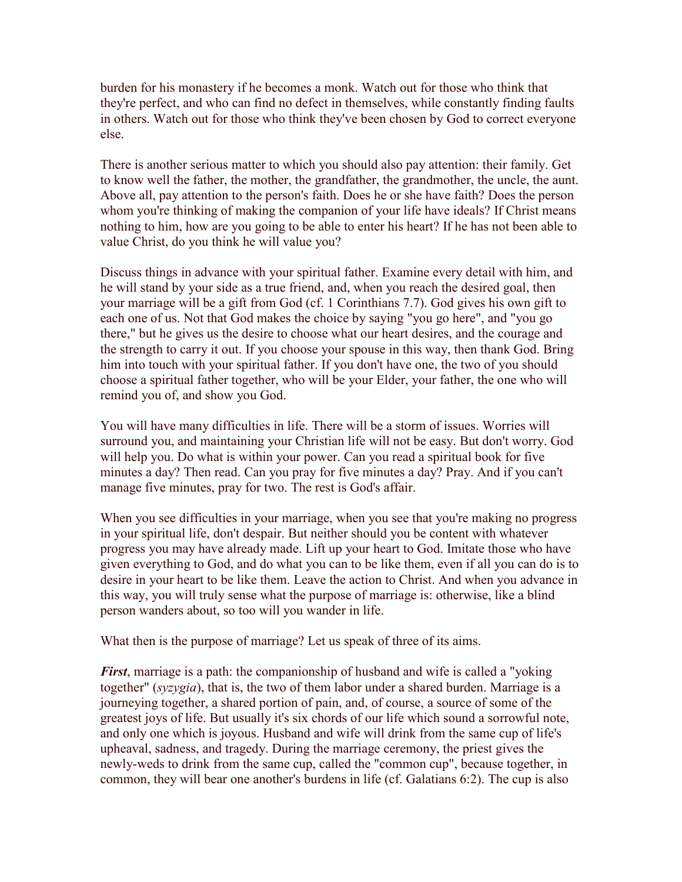burden for his monastery if he becomes a monk. Watch out for those who think that they're perfect, and who can find no defect in themselves, while constantly finding faults in others. Watch out for those who think they've been chosen by God to correct everyone else.

There is another serious matter to which you should also pay attention: their family. Get to know well the father, the mother, the grandfather, the grandmother, the uncle, the aunt. Above all, pay attention to the person's faith. Does he or she have faith? Does the person whom you're thinking of making the companion of your life have ideals? If Christ means nothing to him, how are you going to be able to enter his heart? If he has not been able to value Christ, do you think he will value you?

Discuss things in advance with your spiritual father. Examine every detail with him, and he will stand by your side as a true friend, and, when you reach the desired goal, then your marriage will be a gift from God (cf. 1 Corinthians 7.7). God gives his own gift to each one of us. Not that God makes the choice by saying "you go here", and "you go there," but he gives us the desire to choose what our heart desires, and the courage and the strength to carry it out. If you choose your spouse in this way, then thank God. Bring him into touch with your spiritual father. If you don't have one, the two of you should choose a spiritual father together, who will be your Elder, your father, the one who will remind you of, and show you God.

You will have many difficulties in life. There will be a storm of issues. Worries will surround you, and maintaining your Christian life will not be easy. But don't worry. God will help you. Do what is within your power. Can you read a spiritual book for five minutes a day? Then read. Can you pray for five minutes a day? Pray. And if you can't manage five minutes, pray for two. The rest is God's affair.

When you see difficulties in your marriage, when you see that you're making no progress in your spiritual life, don't despair. But neither should you be content with whatever progress you may have already made. Lift up your heart to God. Imitate those who have given everything to God, and do what you can to be like them, even if all you can do is to desire in your heart to be like them. Leave the action to Christ. And when you advance in this way, you will truly sense what the purpose of marriage is: otherwise, like a blind person wanders about, so too will you wander in life.

What then is the purpose of marriage? Let us speak of three of its aims.

***First***, marriage is a path: the companionship of husband and wife is called a "yoking together" (*syzygia*), that is, the two of them labor under a shared burden. Marriage is a journeying together, a shared portion of pain, and, of course, a source of some of the greatest joys of life. But usually it's six chords of our life which sound a sorrowful note, and only one which is joyous. Husband and wife will drink from the same cup of life's upheaval, sadness, and tragedy. During the marriage ceremony, the priest gives the newly-weds to drink from the same cup, called the "common cup", because together, in common, they will bear one another's burdens in life (cf. Galatians 6:2). The cup is also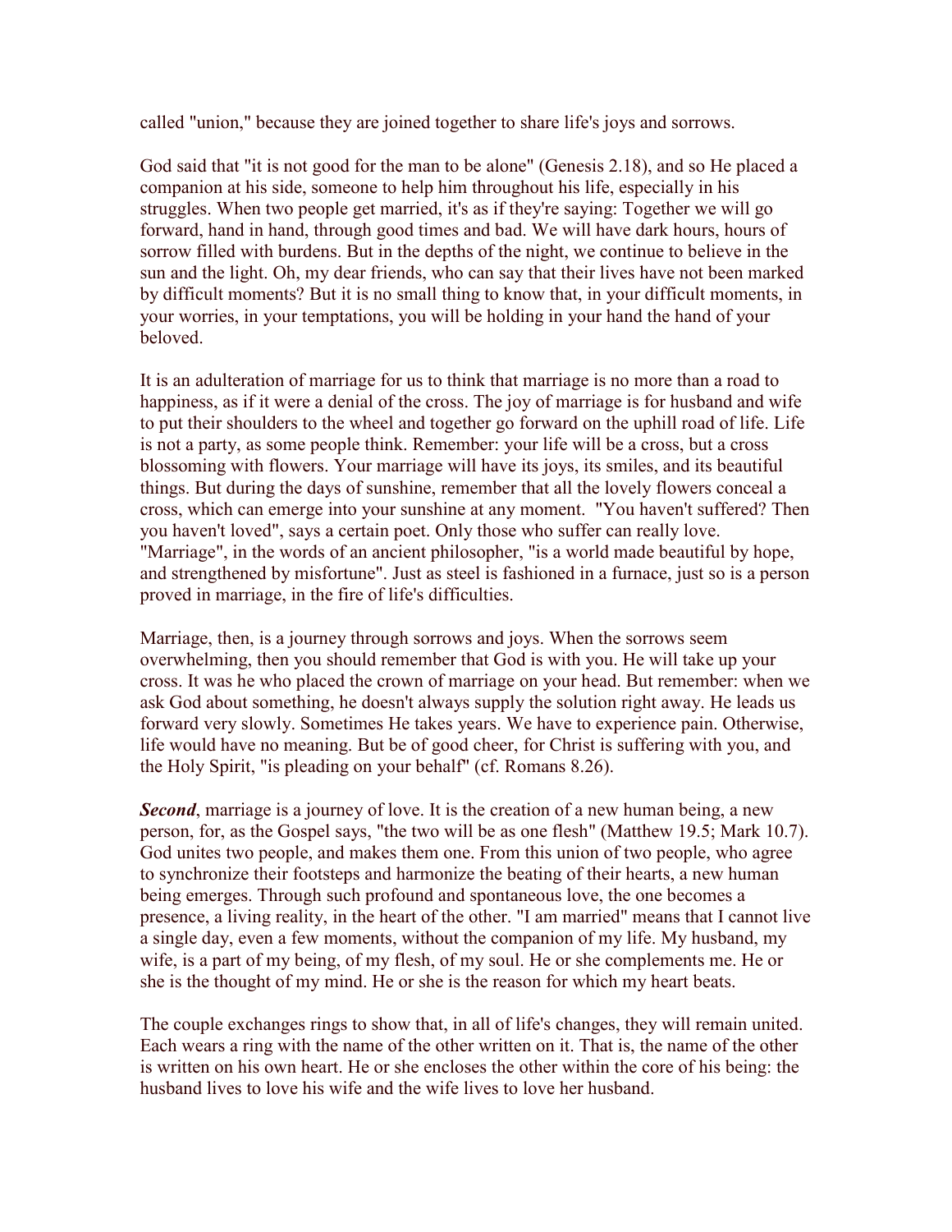called "union," because they are joined together to share life's joys and sorrows.

God said that "it is not good for the man to be alone" (Genesis 2.18), and so He placed a companion at his side, someone to help him throughout his life, especially in his struggles. When two people get married, it's as if they're saying: Together we will go forward, hand in hand, through good times and bad. We will have dark hours, hours of sorrow filled with burdens. But in the depths of the night, we continue to believe in the sun and the light. Oh, my dear friends, who can say that their lives have not been marked by difficult moments? But it is no small thing to know that, in your difficult moments, in your worries, in your temptations, you will be holding in your hand the hand of your beloved.

It is an adulteration of marriage for us to think that marriage is no more than a road to happiness, as if it were a denial of the cross. The joy of marriage is for husband and wife to put their shoulders to the wheel and together go forward on the uphill road of life. Life is not a party, as some people think. Remember: your life will be a cross, but a cross blossoming with flowers. Your marriage will have its joys, its smiles, and its beautiful things. But during the days of sunshine, remember that all the lovely flowers conceal a cross, which can emerge into your sunshine at any moment. "You haven't suffered? Then you haven't loved", says a certain poet. Only those who suffer can really love. "Marriage", in the words of an ancient philosopher, "is a world made beautiful by hope, and strengthened by misfortune". Just as steel is fashioned in a furnace, just so is a person proved in marriage, in the fire of life's difficulties.

Marriage, then, is a journey through sorrows and joys. When the sorrows seem overwhelming, then you should remember that God is with you. He will take up your cross. It was he who placed the crown of marriage on your head. But remember: when we ask God about something, he doesn't always supply the solution right away. He leads us forward very slowly. Sometimes He takes years. We have to experience pain. Otherwise, life would have no meaning. But be of good cheer, for Christ is suffering with you, and the Holy Spirit, "is pleading on your behalf" (cf. Romans 8.26).

***Second***, marriage is a journey of love. It is the creation of a new human being, a new person, for, as the Gospel says, "the two will be as one flesh" (Matthew 19.5; Mark 10.7). God unites two people, and makes them one. From this union of two people, who agree to synchronize their footsteps and harmonize the beating of their hearts, a new human being emerges. Through such profound and spontaneous love, the one becomes a presence, a living reality, in the heart of the other. "I am married" means that I cannot live a single day, even a few moments, without the companion of my life. My husband, my wife, is a part of my being, of my flesh, of my soul. He or she complements me. He or she is the thought of my mind. He or she is the reason for which my heart beats.

The couple exchanges rings to show that, in all of life's changes, they will remain united. Each wears a ring with the name of the other written on it. That is, the name of the other is written on his own heart. He or she encloses the other within the core of his being: the husband lives to love his wife and the wife lives to love her husband.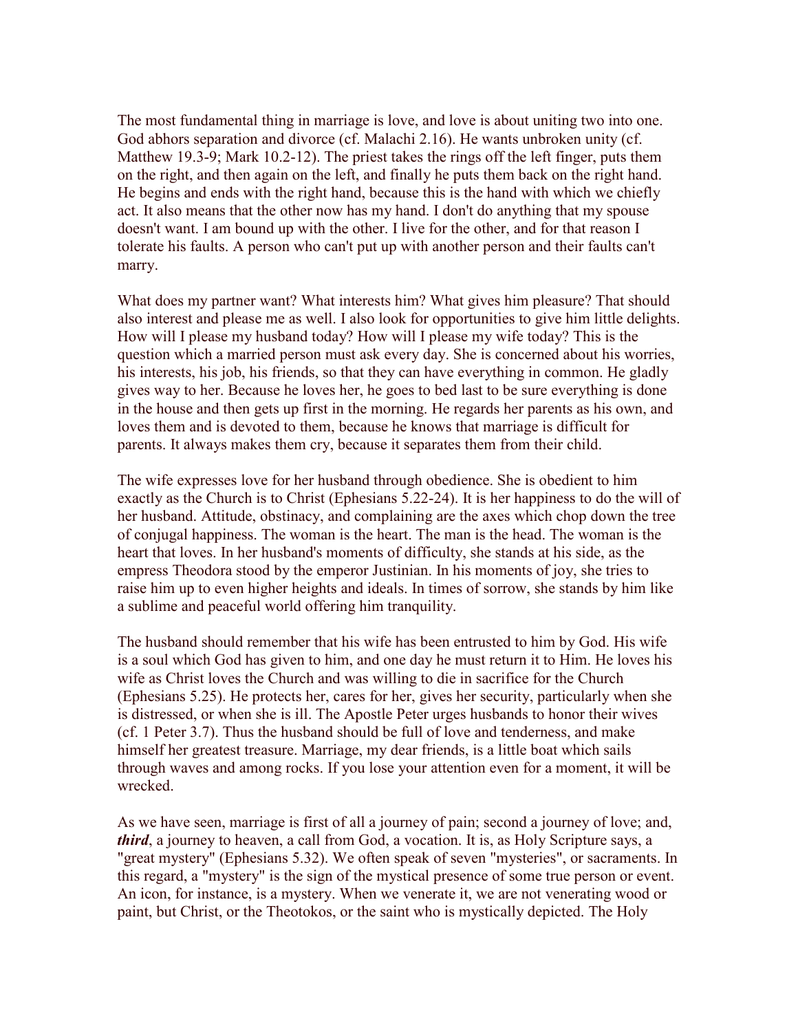The most fundamental thing in marriage is love, and love is about uniting two into one. God abhors separation and divorce (cf. Malachi 2.16). He wants unbroken unity (cf. Matthew 19.3-9; Mark 10.2-12). The priest takes the rings off the left finger, puts them on the right, and then again on the left, and finally he puts them back on the right hand. He begins and ends with the right hand, because this is the hand with which we chiefly act. It also means that the other now has my hand. I don't do anything that my spouse doesn't want. I am bound up with the other. I live for the other, and for that reason I tolerate his faults. A person who can't put up with another person and their faults can't marry.

What does my partner want? What interests him? What gives him pleasure? That should also interest and please me as well. I also look for opportunities to give him little delights. How will I please my husband today? How will I please my wife today? This is the question which a married person must ask every day. She is concerned about his worries, his interests, his job, his friends, so that they can have everything in common. He gladly gives way to her. Because he loves her, he goes to bed last to be sure everything is done in the house and then gets up first in the morning. He regards her parents as his own, and loves them and is devoted to them, because he knows that marriage is difficult for parents. It always makes them cry, because it separates them from their child.

The wife expresses love for her husband through obedience. She is obedient to him exactly as the Church is to Christ (Ephesians 5.22-24). It is her happiness to do the will of her husband. Attitude, obstinacy, and complaining are the axes which chop down the tree of conjugal happiness. The woman is the heart. The man is the head. The woman is the heart that loves. In her husband's moments of difficulty, she stands at his side, as the empress Theodora stood by the emperor Justinian. In his moments of joy, she tries to raise him up to even higher heights and ideals. In times of sorrow, she stands by him like a sublime and peaceful world offering him tranquility.

The husband should remember that his wife has been entrusted to him by God. His wife is a soul which God has given to him, and one day he must return it to Him. He loves his wife as Christ loves the Church and was willing to die in sacrifice for the Church (Ephesians 5.25). He protects her, cares for her, gives her security, particularly when she is distressed, or when she is ill. The Apostle Peter urges husbands to honor their wives (cf. 1 Peter 3.7). Thus the husband should be full of love and tenderness, and make himself her greatest treasure. Marriage, my dear friends, is a little boat which sails through waves and among rocks. If you lose your attention even for a moment, it will be wrecked.

As we have seen, marriage is first of all a journey of pain; second a journey of love; and, ***third***, a journey to heaven, a call from God, a vocation. It is, as Holy Scripture says, a "great mystery" (Ephesians 5.32). We often speak of seven "mysteries", or sacraments. In this regard, a "mystery" is the sign of the mystical presence of some true person or event. An icon, for instance, is a mystery. When we venerate it, we are not venerating wood or paint, but Christ, or the Theotokos, or the saint who is mystically depicted. The Holy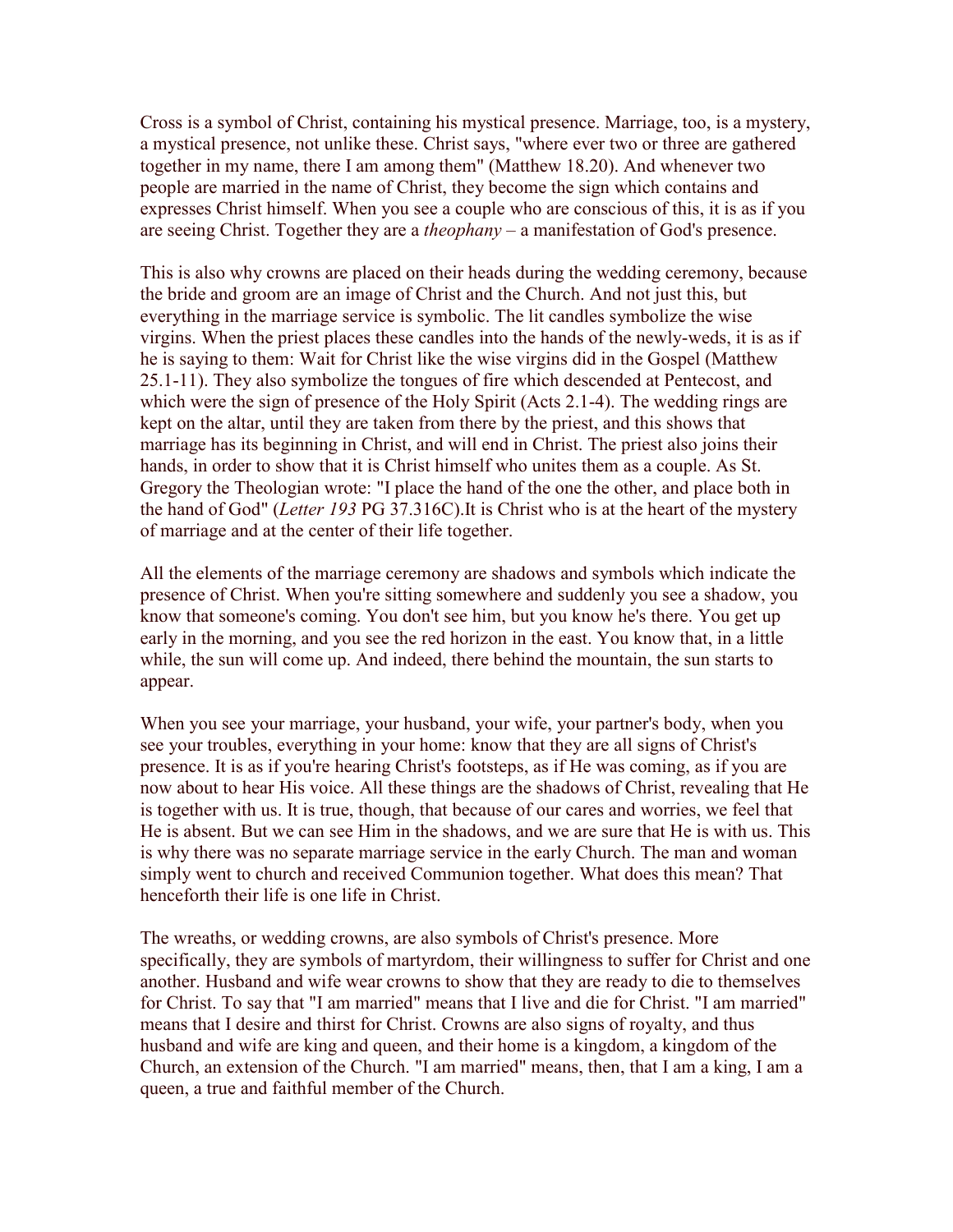Cross is a symbol of Christ, containing his mystical presence. Marriage, too, is a mystery, a mystical presence, not unlike these. Christ says, "where ever two or three are gathered together in my name, there I am among them" (Matthew 18.20). And whenever two people are married in the name of Christ, they become the sign which contains and expresses Christ himself. When you see a couple who are conscious of this, it is as if you are seeing Christ. Together they are a *theophany* – a manifestation of God's presence.

This is also why crowns are placed on their heads during the wedding ceremony, because the bride and groom are an image of Christ and the Church. And not just this, but everything in the marriage service is symbolic. The lit candles symbolize the wise virgins. When the priest places these candles into the hands of the newly-weds, it is as if he is saying to them: Wait for Christ like the wise virgins did in the Gospel (Matthew 25.1-11). They also symbolize the tongues of fire which descended at Pentecost, and which were the sign of presence of the Holy Spirit (Acts 2.1-4). The wedding rings are kept on the altar, until they are taken from there by the priest, and this shows that marriage has its beginning in Christ, and will end in Christ. The priest also joins their hands, in order to show that it is Christ himself who unites them as a couple. As St. Gregory the Theologian wrote: "I place the hand of the one the other, and place both in the hand of God" (*Letter 193* PG 37.316C).It is Christ who is at the heart of the mystery of marriage and at the center of their life together.

All the elements of the marriage ceremony are shadows and symbols which indicate the presence of Christ. When you're sitting somewhere and suddenly you see a shadow, you know that someone's coming. You don't see him, but you know he's there. You get up early in the morning, and you see the red horizon in the east. You know that, in a little while, the sun will come up. And indeed, there behind the mountain, the sun starts to appear.

When you see your marriage, your husband, your wife, your partner's body, when you see your troubles, everything in your home: know that they are all signs of Christ's presence. It is as if you're hearing Christ's footsteps, as if He was coming, as if you are now about to hear His voice. All these things are the shadows of Christ, revealing that He is together with us. It is true, though, that because of our cares and worries, we feel that He is absent. But we can see Him in the shadows, and we are sure that He is with us. This is why there was no separate marriage service in the early Church. The man and woman simply went to church and received Communion together. What does this mean? That henceforth their life is one life in Christ.

The wreaths, or wedding crowns, are also symbols of Christ's presence. More specifically, they are symbols of martyrdom, their willingness to suffer for Christ and one another. Husband and wife wear crowns to show that they are ready to die to themselves for Christ. To say that "I am married" means that I live and die for Christ. "I am married" means that I desire and thirst for Christ. Crowns are also signs of royalty, and thus husband and wife are king and queen, and their home is a kingdom, a kingdom of the Church, an extension of the Church. "I am married" means, then, that I am a king, I am a queen, a true and faithful member of the Church.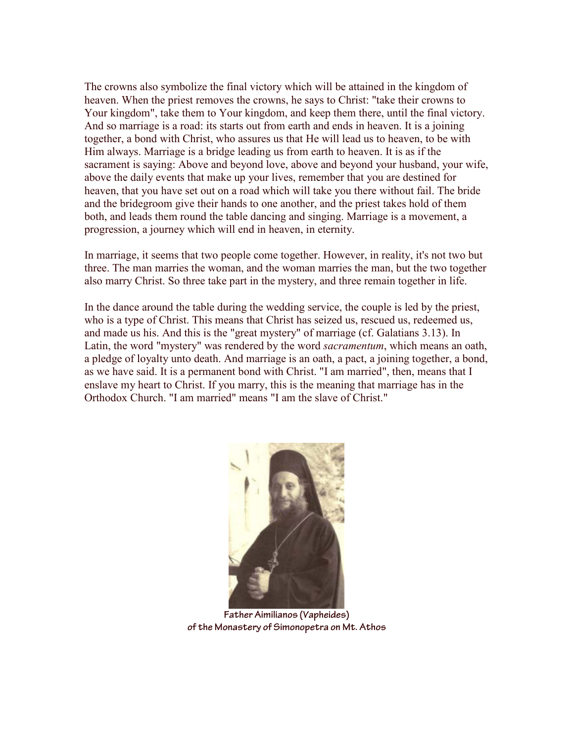The crowns also symbolize the final victory which will be attained in the kingdom of heaven. When the priest removes the crowns, he says to Christ: "take their crowns to Your kingdom", take them to Your kingdom, and keep them there, until the final victory. And so marriage is a road: its starts out from earth and ends in heaven. It is a joining together, a bond with Christ, who assures us that He will lead us to heaven, to be with Him always. Marriage is a bridge leading us from earth to heaven. It is as if the sacrament is saying: Above and beyond love, above and beyond your husband, your wife, above the daily events that make up your lives, remember that you are destined for heaven, that you have set out on a road which will take you there without fail. The bride and the bridegroom give their hands to one another, and the priest takes hold of them both, and leads them round the table dancing and singing. Marriage is a movement, a progression, a journey which will end in heaven, in eternity.

In marriage, it seems that two people come together. However, in reality, it's not two but three. The man marries the woman, and the woman marries the man, but the two together also marry Christ. So three take part in the mystery, and three remain together in life.

In the dance around the table during the wedding service, the couple is led by the priest, who is a type of Christ. This means that Christ has seized us, rescued us, redeemed us, and made us his. And this is the "great mystery" of marriage (cf. Galatians 3.13). In Latin, the word "mystery" was rendered by the word *sacramentum*, which means an oath, a pledge of loyalty unto death. And marriage is an oath, a pact, a joining together, a bond, as we have said. It is a permanent bond with Christ. "I am married", then, means that I enslave my heart to Christ. If you marry, this is the meaning that marriage has in the Orthodox Church. "I am married" means "I am the slave of Christ."

**Father Aimilianos (Vapheides)**
**of the Monastery of Simonopetra on Mt. Athos**